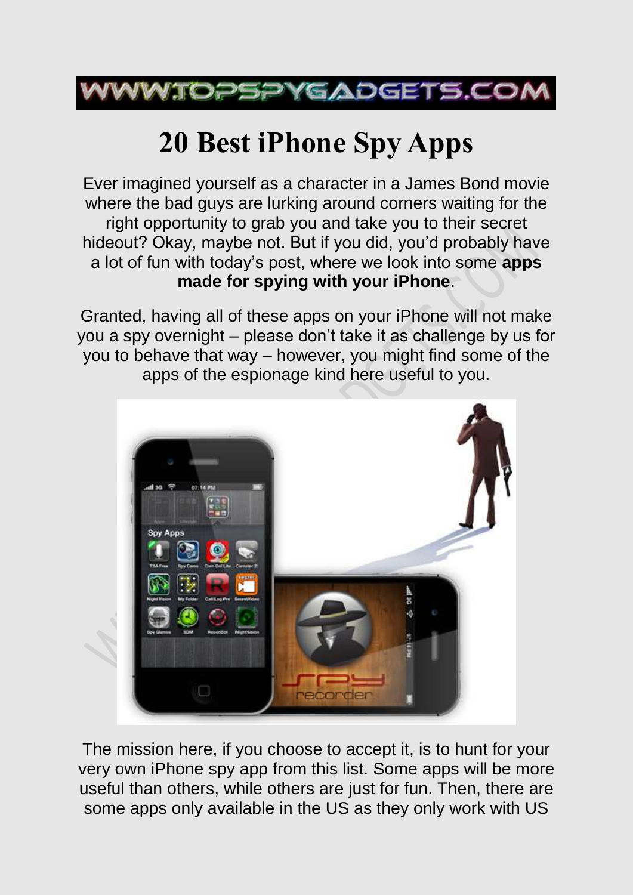WWW.TOPSPYGADGETS.COM

# 20 Best iPhone Spy Apps

Ever imagined yourself as a character in a James Bond movie where the bad guys are lurking around corners waiting for the right opportunity to grab you and take you to their secret hideout? Okay, maybe not. But if you did, you'd probably have a lot of fun with today's post, where we look into some **apps made for spying with your iPhone**.

Granted, having all of these apps on your iPhone will not make you a spy overnight – please don't take it as challenge by us for you to behave that way – however, you might find some of the apps of the espionage kind here useful to you.

The mission here, if you choose to accept it, is to hunt for your very own iPhone spy app from this list. Some apps will be more useful than others, while others are just for fun. Then, there are some apps only available in the US as they only work with US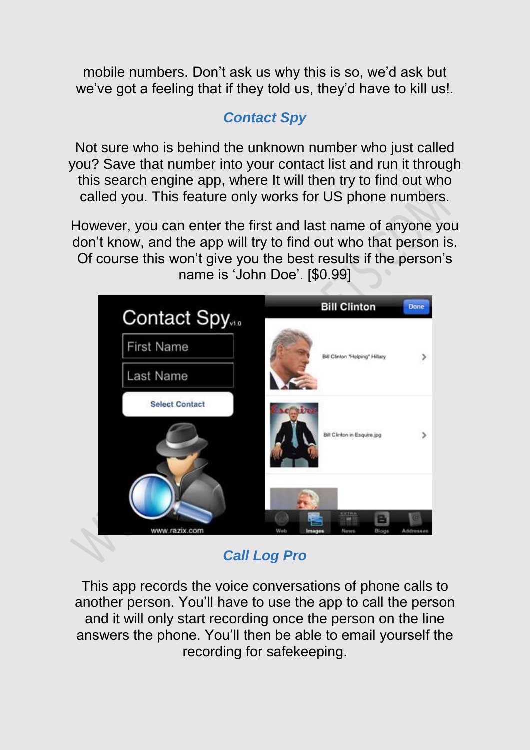mobile numbers. Don't ask us why this is so, we'd ask but we've got a feeling that if they told us, they'd have to kill us!.

### *Contact Spy*

Not sure who is behind the unknown number who just called you? Save that number into your contact list and run it through this search engine app, where It will then try to find out who called you. This feature only works for US phone numbers.

However, you can enter the first and last name of anyone you don't know, and the app will try to find out who that person is. Of course this won't give you the best results if the person's name is 'John Doe'. [$0.99]

### *Call Log Pro*

This app records the voice conversations of phone calls to another person. You'll have to use the app to call the person and it will only start recording once the person on the line answers the phone. You'll then be able to email yourself the recording for safekeeping.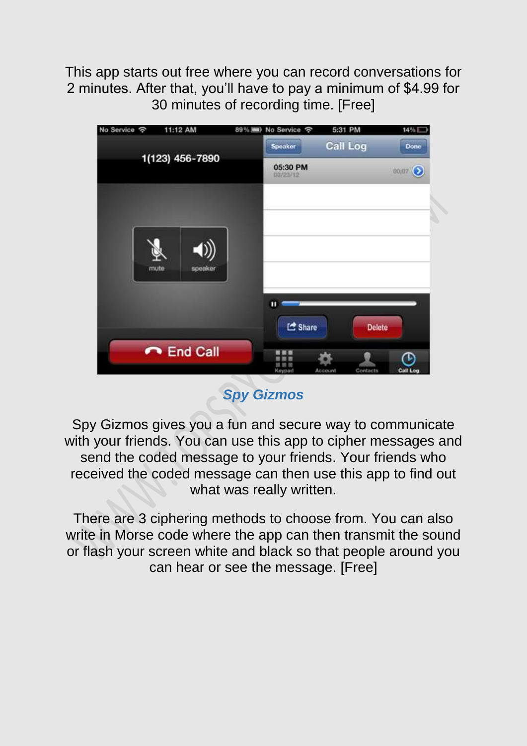This app starts out free where you can record conversations for 2 minutes. After that, you'll have to pay a minimum of $4.99 for 30 minutes of recording time. [Free]

## *Spy Gizmos*

Spy Gizmos gives you a fun and secure way to communicate with your friends. You can use this app to cipher messages and send the coded message to your friends. Your friends who received the coded message can then use this app to find out what was really written.

There are 3 ciphering methods to choose from. You can also write in Morse code where the app can then transmit the sound or flash your screen white and black so that people around you can hear or see the message. [Free]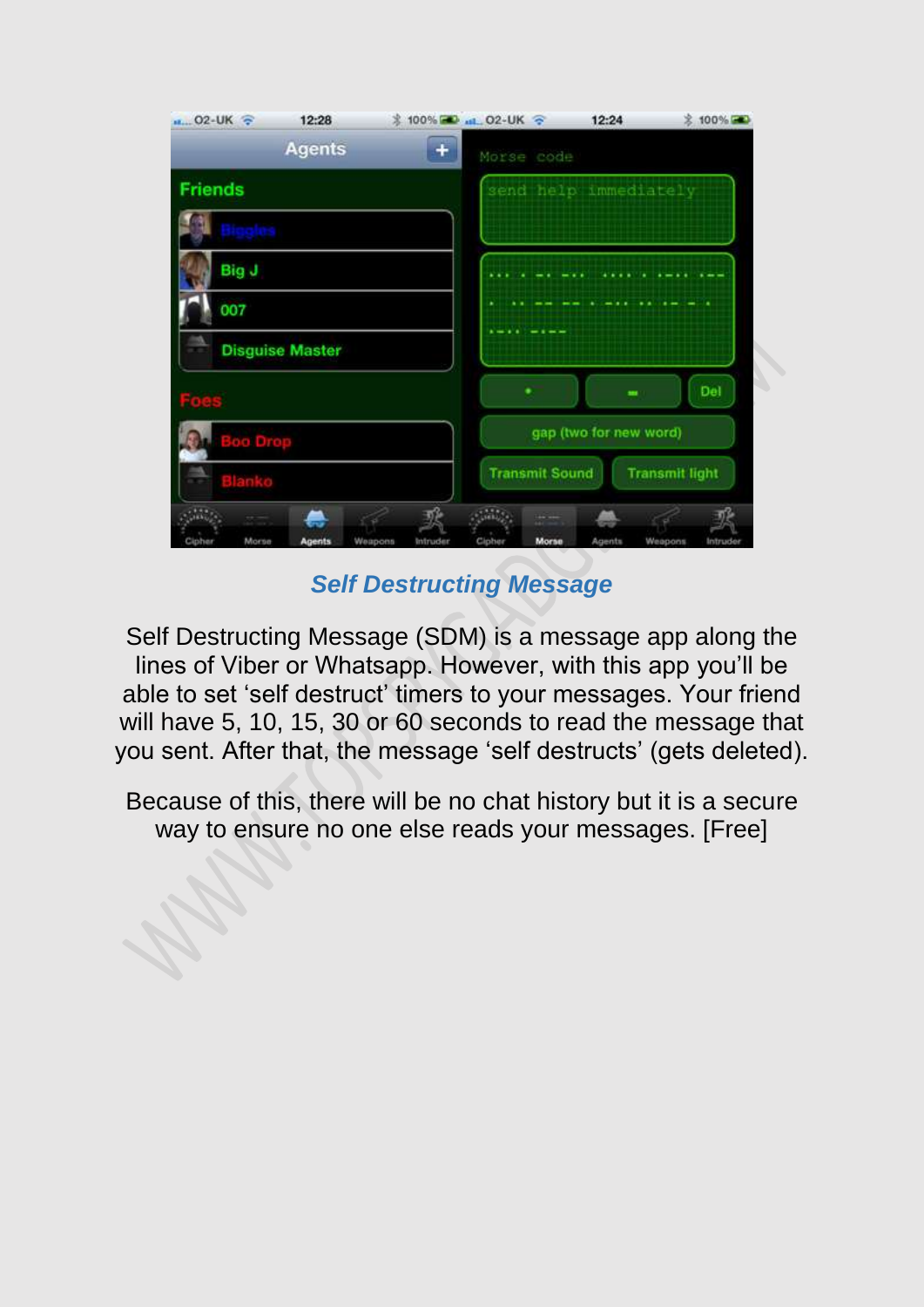## *Self Destructing Message*

Self Destructing Message (SDM) is a message app along the lines of Viber or Whatsapp. However, with this app you'll be able to set 'self destruct' timers to your messages. Your friend will have 5, 10, 15, 30 or 60 seconds to read the message that you sent. After that, the message 'self destructs' (gets deleted).

Because of this, there will be no chat history but it is a secure way to ensure no one else reads your messages. [Free]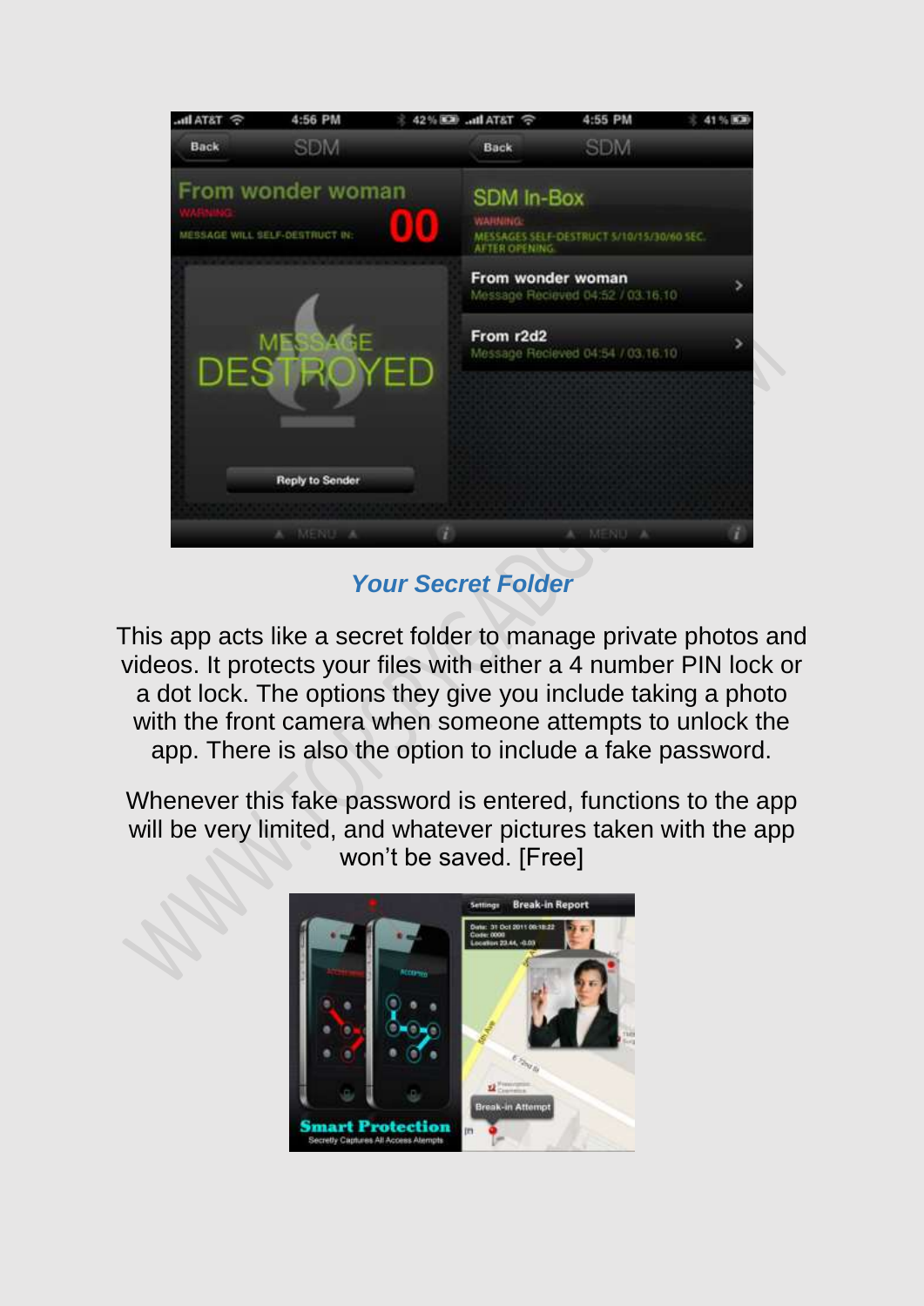## *Your Secret Folder*

This app acts like a secret folder to manage private photos and videos. It protects your files with either a 4 number PIN lock or a dot lock. The options they give you include taking a photo with the front camera when someone attempts to unlock the app. There is also the option to include a fake password.

Whenever this fake password is entered, functions to the app will be very limited, and whatever pictures taken with the app won't be saved. [Free]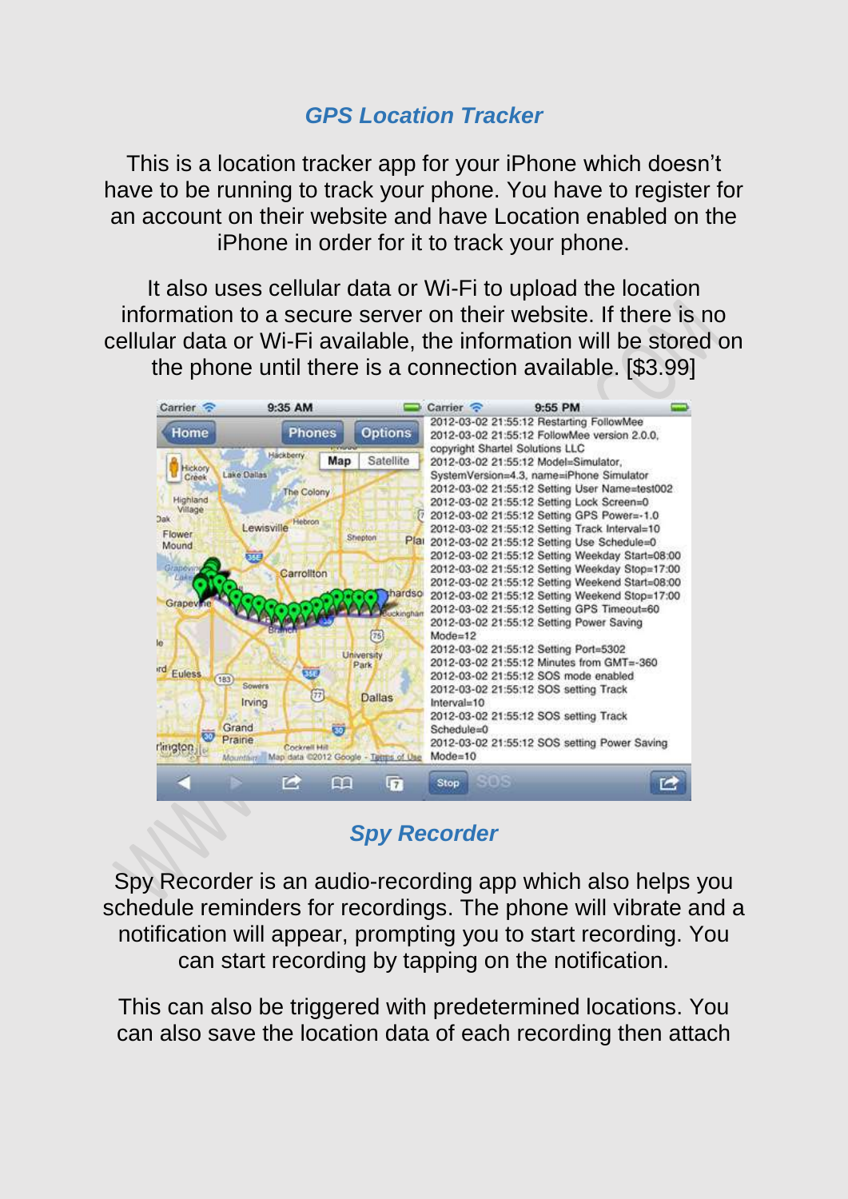## *GPS Location Tracker*

This is a location tracker app for your iPhone which doesn't have to be running to track your phone. You have to register for an account on their website and have Location enabled on the iPhone in order for it to track your phone.

It also uses cellular data or Wi-Fi to upload the location information to a secure server on their website. If there is no cellular data or Wi-Fi available, the information will be stored on the phone until there is a connection available. [$3.99]

## *Spy Recorder*

Spy Recorder is an audio-recording app which also helps you schedule reminders for recordings. The phone will vibrate and a notification will appear, prompting you to start recording. You can start recording by tapping on the notification.

This can also be triggered with predetermined locations. You can also save the location data of each recording then attach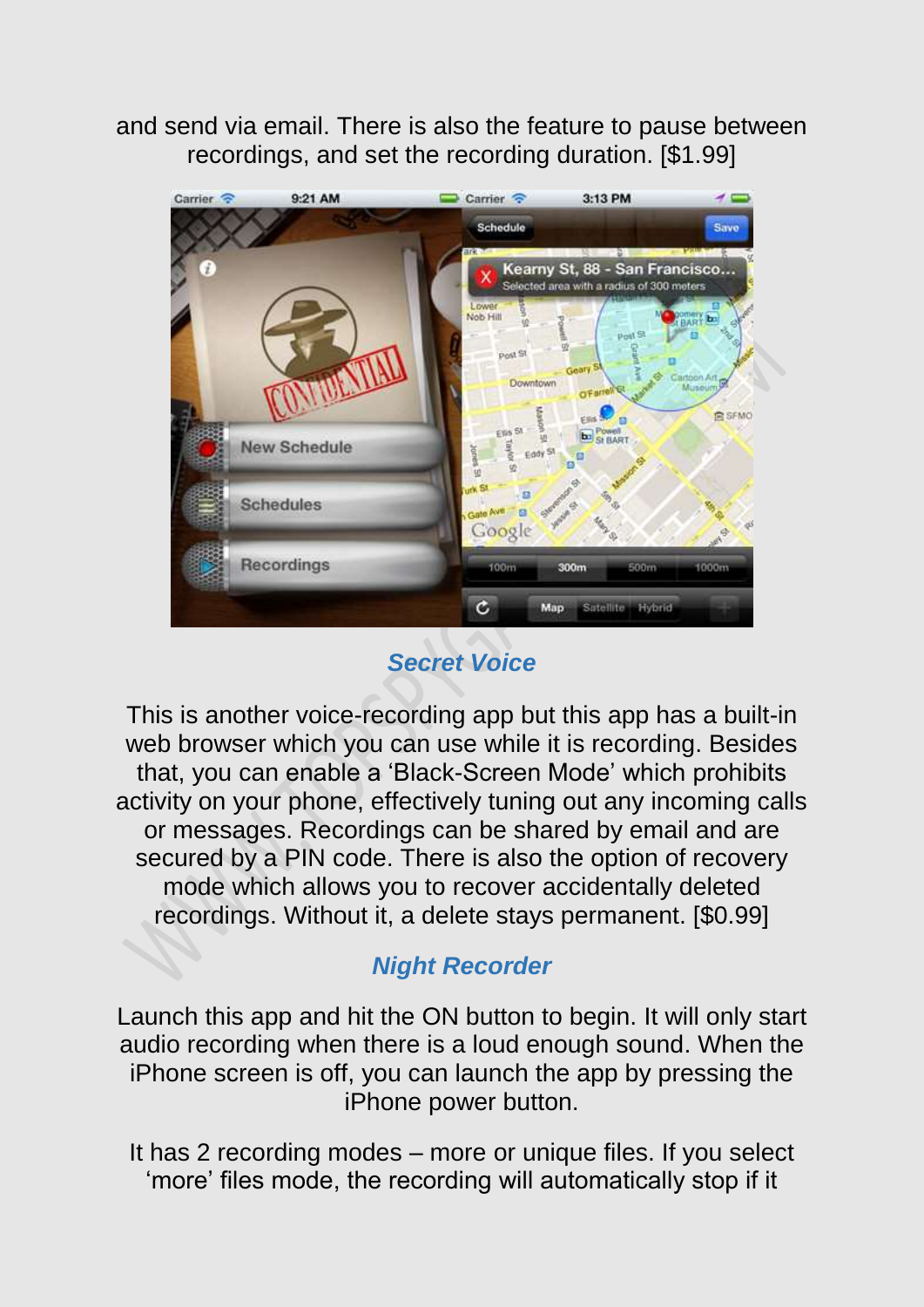and send via email. There is also the feature to pause between recordings, and set the recording duration. [$1.99]

### *Secret Voice*

This is another voice-recording app but this app has a built-in web browser which you can use while it is recording. Besides that, you can enable a ‘Black-Screen Mode’ which prohibits activity on your phone, effectively tuning out any incoming calls or messages. Recordings can be shared by email and are secured by a PIN code. There is also the option of recovery mode which allows you to recover accidentally deleted recordings. Without it, a delete stays permanent. [$0.99]

### *Night Recorder*

Launch this app and hit the ON button to begin. It will only start audio recording when there is a loud enough sound. When the iPhone screen is off, you can launch the app by pressing the iPhone power button.

It has 2 recording modes – more or unique files. If you select ‘more’ files mode, the recording will automatically stop if it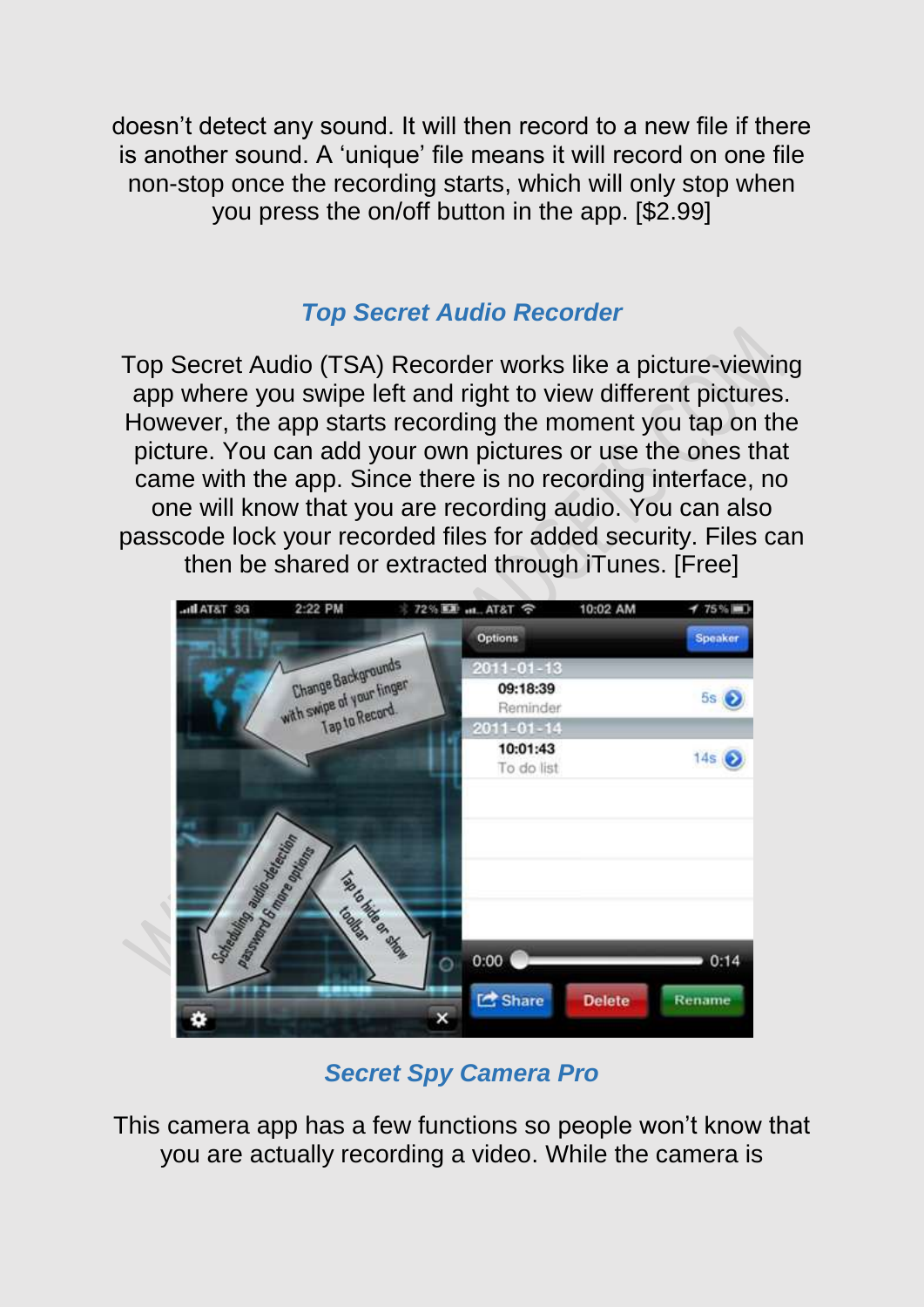doesn't detect any sound. It will then record to a new file if there is another sound. A 'unique' file means it will record on one file non-stop once the recording starts, which will only stop when you press the on/off button in the app. [$2.99]

## *Top Secret Audio Recorder*

Top Secret Audio (TSA) Recorder works like a picture-viewing app where you swipe left and right to view different pictures. However, the app starts recording the moment you tap on the picture. You can add your own pictures or use the ones that came with the app. Since there is no recording interface, no one will know that you are recording audio. You can also passcode lock your recorded files for added security. Files can then be shared or extracted through iTunes. [Free]

## *Secret Spy Camera Pro*

This camera app has a few functions so people won't know that you are actually recording a video. While the camera is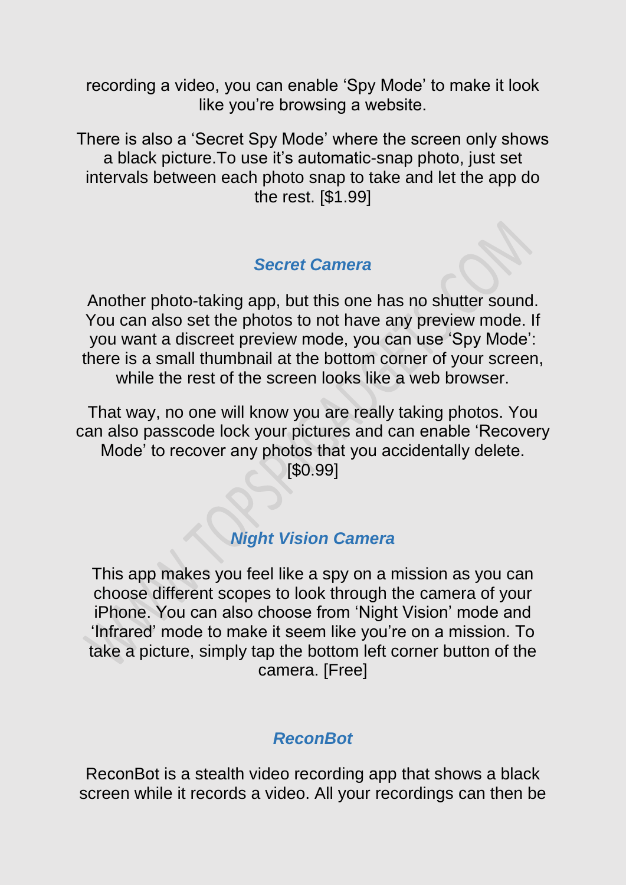recording a video, you can enable ‘Spy Mode’ to make it look like you’re browsing a website.

There is also a ‘Secret Spy Mode’ where the screen only shows a black picture.To use it’s automatic-snap photo, just set intervals between each photo snap to take and let the app do the rest. [$1.99]

### *Secret Camera*

Another photo-taking app, but this one has no shutter sound. You can also set the photos to not have any preview mode. If you want a discreet preview mode, you can use ‘Spy Mode’: there is a small thumbnail at the bottom corner of your screen, while the rest of the screen looks like a web browser.

That way, no one will know you are really taking photos. You can also passcode lock your pictures and can enable ‘Recovery Mode’ to recover any photos that you accidentally delete. [$0.99]

### *Night Vision Camera*

This app makes you feel like a spy on a mission as you can choose different scopes to look through the camera of your iPhone. You can also choose from ‘Night Vision’ mode and ‘Infrared’ mode to make it seem like you’re on a mission. To take a picture, simply tap the bottom left corner button of the camera. [Free]

### *ReconBot*

ReconBot is a stealth video recording app that shows a black screen while it records a video. All your recordings can then be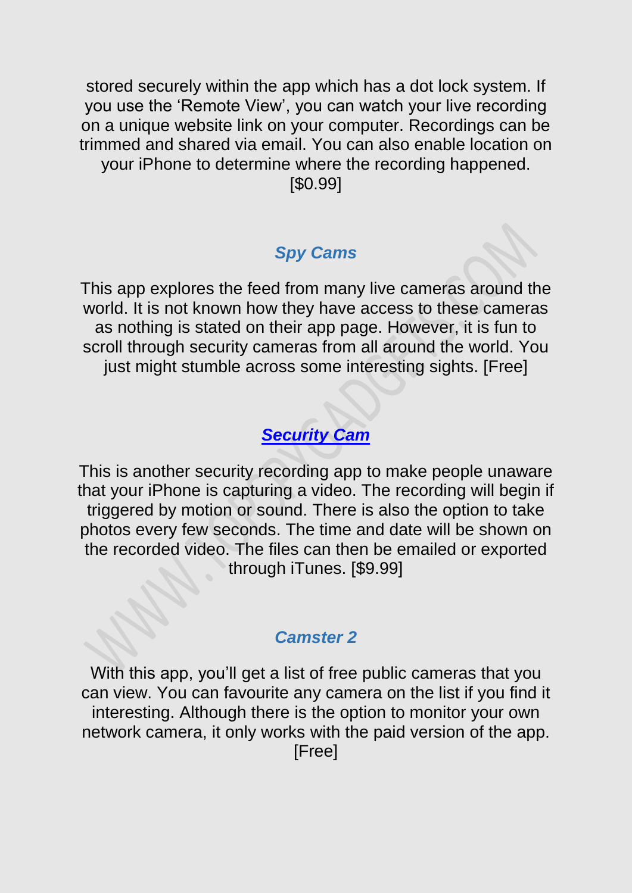stored securely within the app which has a dot lock system. If you use the 'Remote View', you can watch your live recording on a unique website link on your computer. Recordings can be trimmed and shared via email. You can also enable location on your iPhone to determine where the recording happened. [$0.99]

### *Spy Cams*

This app explores the feed from many live cameras around the world. It is not known how they have access to these cameras as nothing is stated on their app page. However, it is fun to scroll through security cameras from all around the world. You just might stumble across some interesting sights. [Free]

### ***Security Cam***

This is another security recording app to make people unaware that your iPhone is capturing a video. The recording will begin if triggered by motion or sound. There is also the option to take photos every few seconds. The time and date will be shown on the recorded video. The files can then be emailed or exported through iTunes. [$9.99]

### *Camster 2*

With this app, you'll get a list of free public cameras that you can view. You can favourite any camera on the list if you find it interesting. Although there is the option to monitor your own network camera, it only works with the paid version of the app. [Free]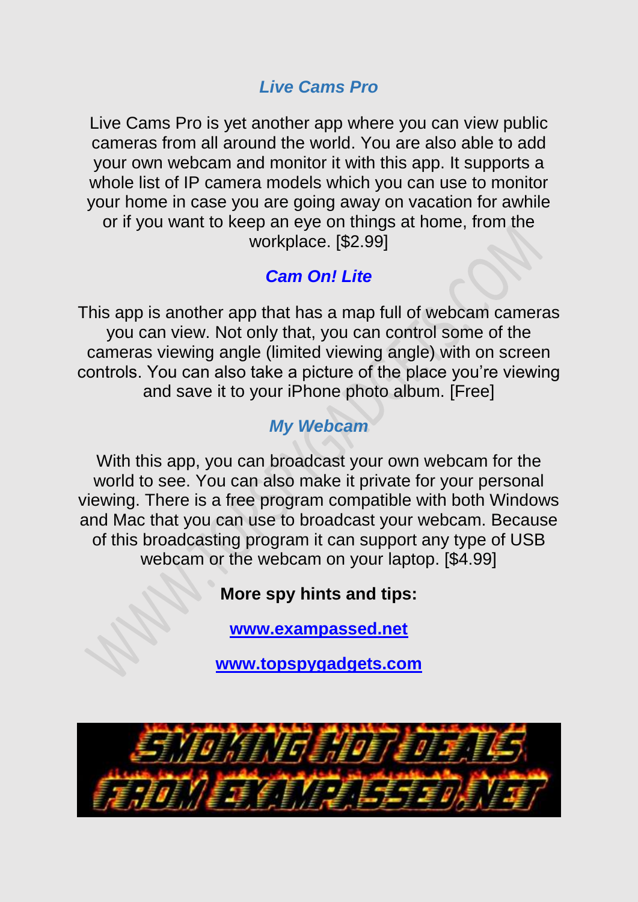### *Live Cams Pro*

Live Cams Pro is yet another app where you can view public cameras from all around the world. You are also able to add your own webcam and monitor it with this app. It supports a whole list of IP camera models which you can use to monitor your home in case you are going away on vacation for awhile or if you want to keep an eye on things at home, from the workplace. [$2.99]

### *Cam On! Lite*

This app is another app that has a map full of webcam cameras you can view. Not only that, you can control some of the cameras viewing angle (limited viewing angle) with on screen controls. You can also take a picture of the place you're viewing and save it to your iPhone photo album. [Free]

### *My Webcam*

With this app, you can broadcast your own webcam for the world to see. You can also make it private for your personal viewing. There is a free program compatible with both Windows and Mac that you can use to broadcast your webcam. Because of this broadcasting program it can support any type of USB webcam or the webcam on your laptop. [$4.99]

**More spy hints and tips:**

**www.exampassed.net**

**www.topspygadgets.com**

SMOKING HOT DEALS FROM EXAMPASSED.NET